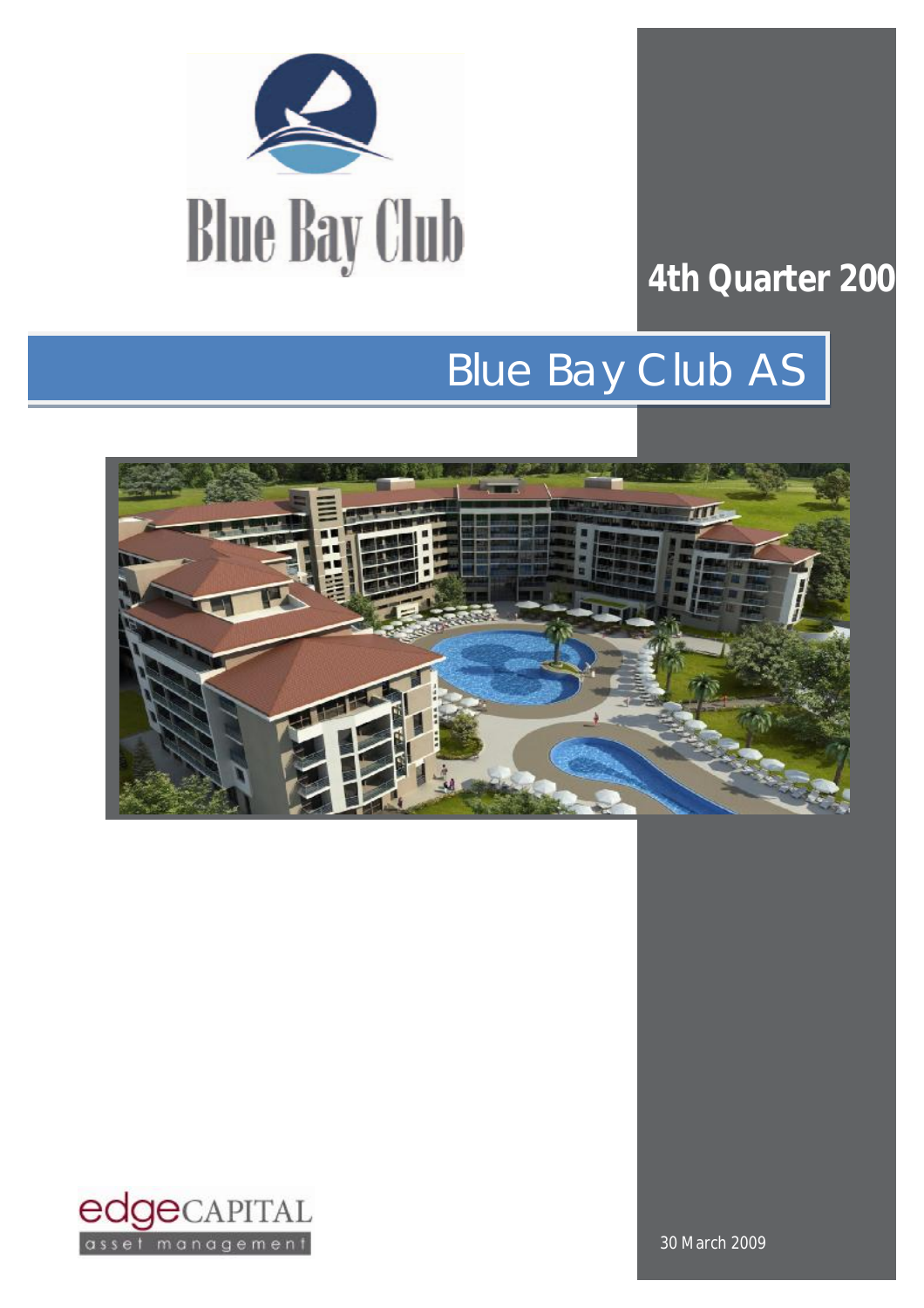Blue Bay Club

4th Quarter 200

# Blue Bay Club AS

edgeCAPITAL asset management

30 March 2009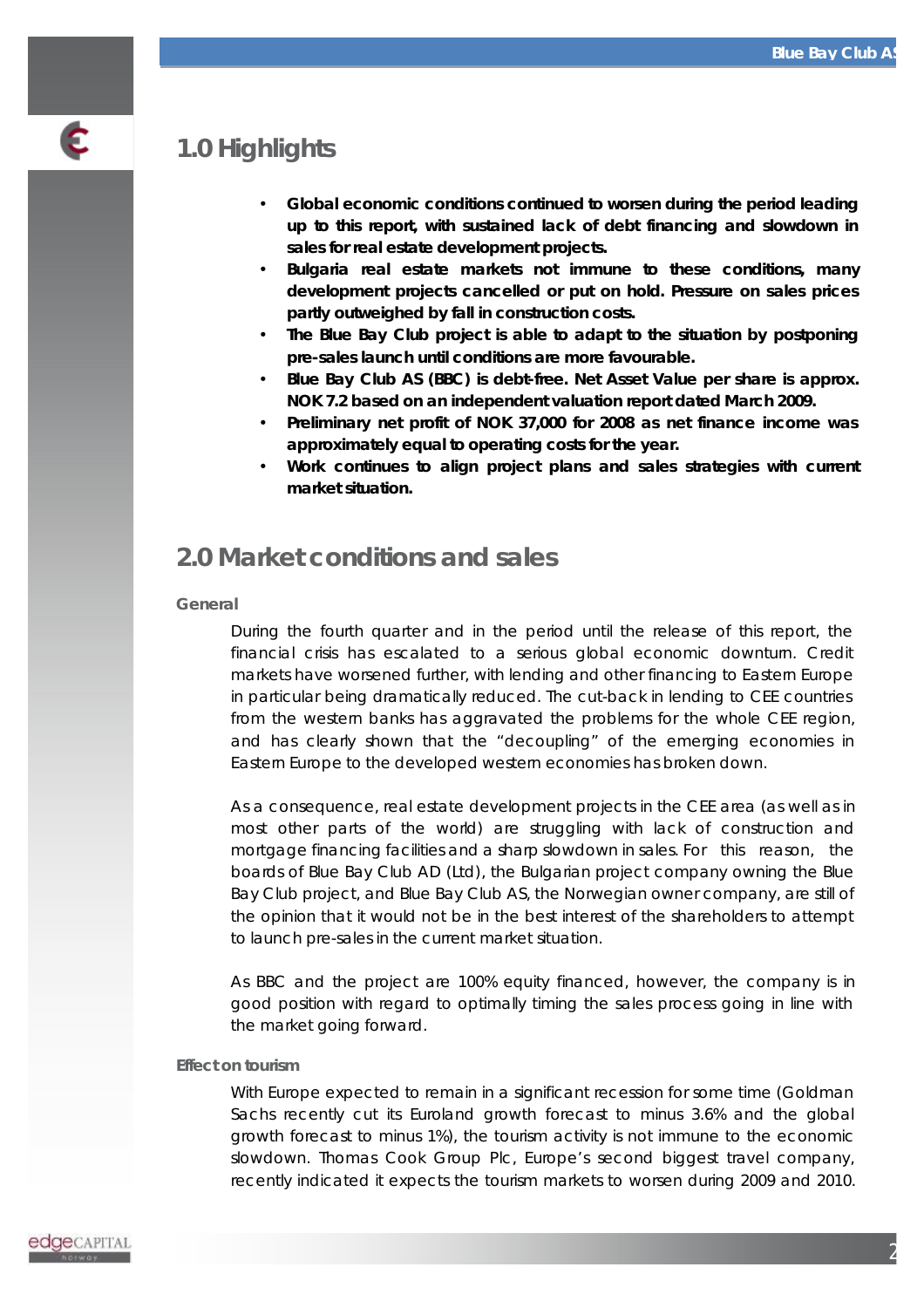# 1.0 Highlights

- **Global economic conditions continued to worsen during the period leading up to this report, with sustained lack of debt financing and slowdown in sales for real estate development projects.**
- **Bulgaria real estate markets not immune to these conditions, many development projects cancelled or put on hold. Pressure on sales prices partly outweighed by fall in construction costs.**
- **The Blue Bay Club project is able to adapt to the situation by postponing pre-sales launch until conditions are more favourable.**
- **Blue Bay Club AS (BBC) is debt-free. Net Asset Value per share is approx. NOK 7.2 based on an independent valuation report dated March 2009.**
- **Preliminary net profit of NOK 37,000 for 2008 as net finance income was approximately equal to operating costs for the year.**
- **Work continues to align project plans and sales strategies with current market situation.**

# 2.0 Market conditions and sales

### General

During the fourth quarter and in the period until the release of this report, the financial crisis has escalated to a serious global economic downturn. Credit markets have worsened further, with lending and other financing to Eastern Europe in particular being dramatically reduced. The cut-back in lending to CEE countries from the western banks has aggravated the problems for the whole CEE region, and has clearly shown that the "decoupling" of the emerging economies in Eastern Europe to the developed western economies has broken down.

As a consequence, real estate development projects in the CEE area (as well as in most other parts of the world) are struggling with lack of construction and mortgage financing facilities and a sharp slowdown in sales. For this reason, the boards of Blue Bay Club AD (Ltd), the Bulgarian project company owning the Blue Bay Club project, and Blue Bay Club AS, the Norwegian owner company, are still of the opinion that it would not be in the best interest of the shareholders to attempt to launch pre-sales in the current market situation.

As BBC and the project are 100% equity financed, however, the company is in good position with regard to optimally timing the sales process going in line with the market going forward.

### Effect on tourism

With Europe expected to remain in a significant recession for some time (Goldman Sachs recently cut its Euroland growth forecast to minus 3.6% and the global growth forecast to minus 1%), the tourism activity is not immune to the economic slowdown. Thomas Cook Group Plc, Europe's second biggest travel company, recently indicated it expects the tourism markets to worsen during 2009 and 2010.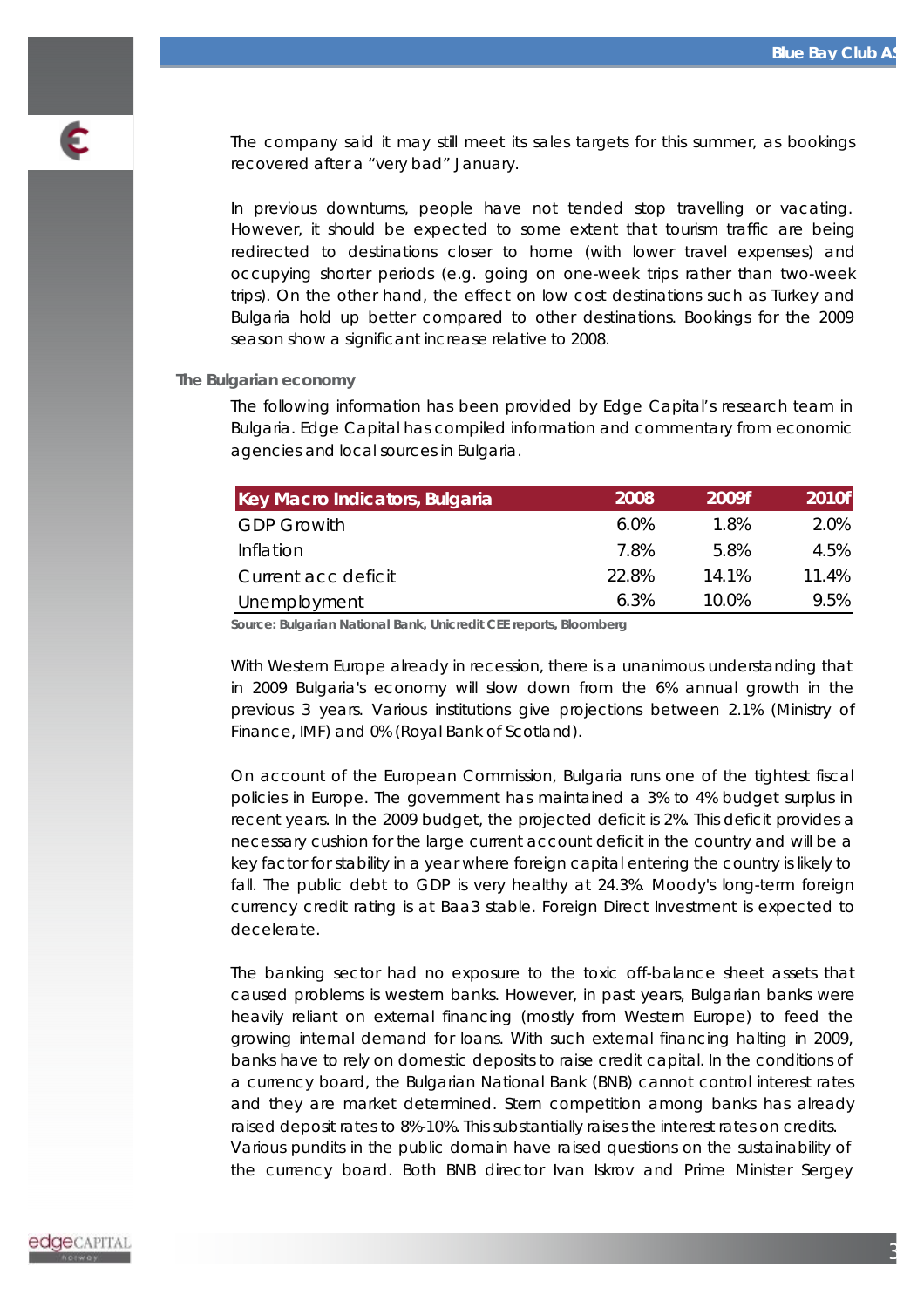The company said it may still meet its sales targets for this summer, as bookings recovered after a "very bad" January.

In previous downturns, people have not tended stop travelling or vacating. However, it should be expected to some extent that tourism traffic are being redirected to destinations closer to home (with lower travel expenses) and occupying shorter periods (e.g. going on one-week trips rather than two-week trips). On the other hand, the effect on low cost destinations such as Turkey and Bulgaria hold up better compared to other destinations. Bookings for the 2009 season show a significant increase relative to 2008.

### The Bulgarian economy

The following information has been provided by Edge Capital's research team in Bulgaria. Edge Capital has compiled information and commentary from economic agencies and local sources in Bulgaria.

| Key Macro Indicators, Bulgaria | 2008 | 2009f | 2010f |
|---|---|---|---|
| GDP Growith | 6.0% | 1.8% | 2.0% |
| Inflation | 7.8% | 5.8% | 4.5% |
| Current acc deficit | 22.8% | 14.1% | 11.4% |
| Unemployment | 6.3% | 10.0% | 9.5% |

Source: Bulgarian National Bank, Unicredit CEE reports, Bloomberg

With Western Europe already in recession, there is a unanimous understanding that in 2009 Bulgaria's economy will slow down from the 6% annual growth in the previous 3 years. Various institutions give projections between 2.1% (Ministry of Finance, IMF) and 0% (Royal Bank of Scotland).

On account of the European Commission, Bulgaria runs one of the tightest fiscal policies in Europe. The government has maintained a 3% to 4% budget surplus in recent years. In the 2009 budget, the projected deficit is 2%. This deficit provides a necessary cushion for the large current account deficit in the country and will be a key factor for stability in a year where foreign capital entering the country is likely to fall. The public debt to GDP is very healthy at 24.3%. Moody's long-term foreign currency credit rating is at Baa3 stable. Foreign Direct Investment is expected to decelerate.

The banking sector had no exposure to the toxic off-balance sheet assets that caused problems is western banks. However, in past years, Bulgarian banks were heavily reliant on external financing (mostly from Western Europe) to feed the growing internal demand for loans. With such external financing halting in 2009, banks have to rely on domestic deposits to raise credit capital. In the conditions of a currency board, the Bulgarian National Bank (BNB) cannot control interest rates and they are market determined. Stern competition among banks has already raised deposit rates to 8%-10%. This substantially raises the interest rates on credits. Various pundits in the public domain have raised questions on the sustainability of the currency board. Both BNB director Ivan Iskrov and Prime Minister Sergey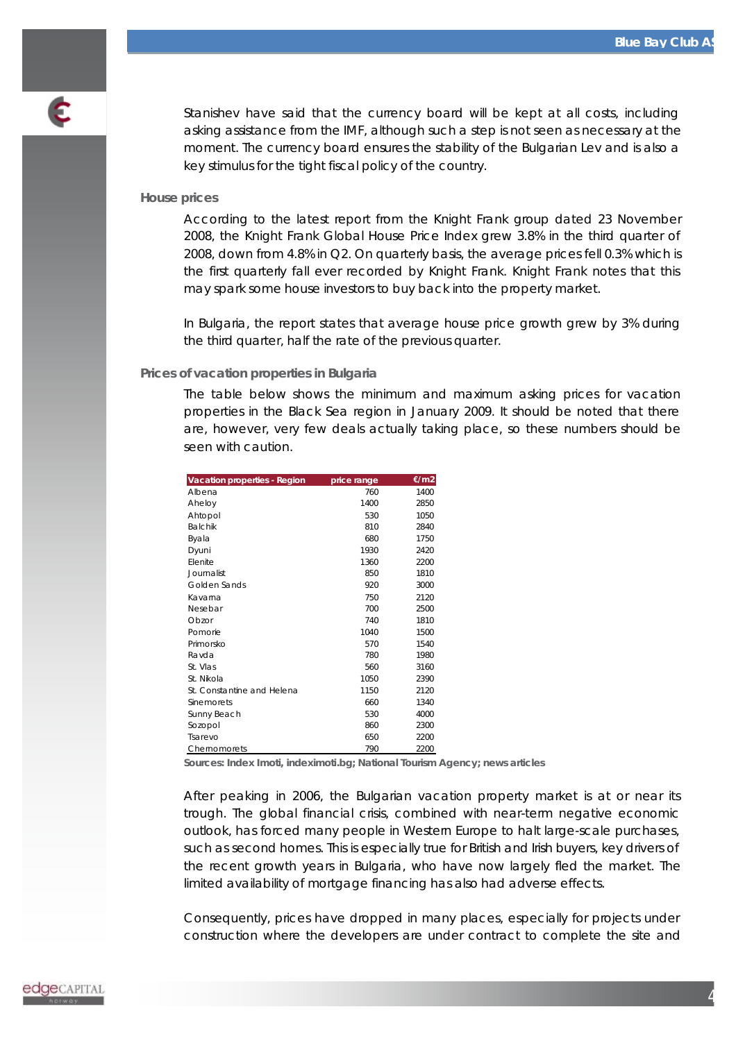Stanishev have said that the currency board will be kept at all costs, including asking assistance from the IMF, although such a step is not seen as necessary at the moment. The currency board ensures the stability of the Bulgarian Lev and is also a key stimulus for the tight fiscal policy of the country.

### House prices

According to the latest report from the Knight Frank group dated 23 November 2008, the Knight Frank Global House Price Index grew 3.8% in the third quarter of 2008, down from 4.8% in Q2. On quarterly basis, the average prices fell 0.3% which is the first quarterly fall ever recorded by Knight Frank. Knight Frank notes that this may spark some house investors to buy back into the property market.

In Bulgaria, the report states that average house price growth grew by 3% during the third quarter, half the rate of the previous quarter.

### Prices of vacation properties in Bulgaria

The table below shows the minimum and maximum asking prices for vacation properties in the Black Sea region in January 2009. It should be noted that there are, however, very few deals actually taking place, so these numbers should be seen with caution.

| Vacation properties - Region | price range | €/m2 |
|---|---|---|
| Albena | 760 | 1400 |
| Aheloy | 1400 | 2850 |
| Ahtopol | 530 | 1050 |
| Balchik | 810 | 2840 |
| Byala | 680 | 1750 |
| Dyuni | 1930 | 2420 |
| Elenite | 1360 | 2200 |
| Journalist | 850 | 1810 |
| Golden Sands | 920 | 3000 |
| Kavarna | 750 | 2120 |
| Nesebar | 700 | 2500 |
| Obzor | 740 | 1810 |
| Pomorie | 1040 | 1500 |
| Primorsko | 570 | 1540 |
| Ravda | 780 | 1980 |
| St. Vlas | 560 | 3160 |
| St. Nikola | 1050 | 2390 |
| St. Constantine and Helena | 1150 | 2120 |
| Sinemorets | 660 | 1340 |
| Sunny Beach | 530 | 4000 |
| Sozopol | 860 | 2300 |
| Tsarevo | 650 | 2200 |
| Chernomorets | 790 | 2200 |

Sources: Index Imoti, indeximoti.bg; National Tourism Agency; news articles

After peaking in 2006, the Bulgarian vacation property market is at or near its trough. The global financial crisis, combined with near-term negative economic outlook, has forced many people in Western Europe to halt large-scale purchases, such as second homes. This is especially true for British and Irish buyers, key drivers of the recent growth years in Bulgaria, who have now largely fled the market. The limited availability of mortgage financing has also had adverse effects.

Consequently, prices have dropped in many places, especially for projects under construction where the developers are under contract to complete the site and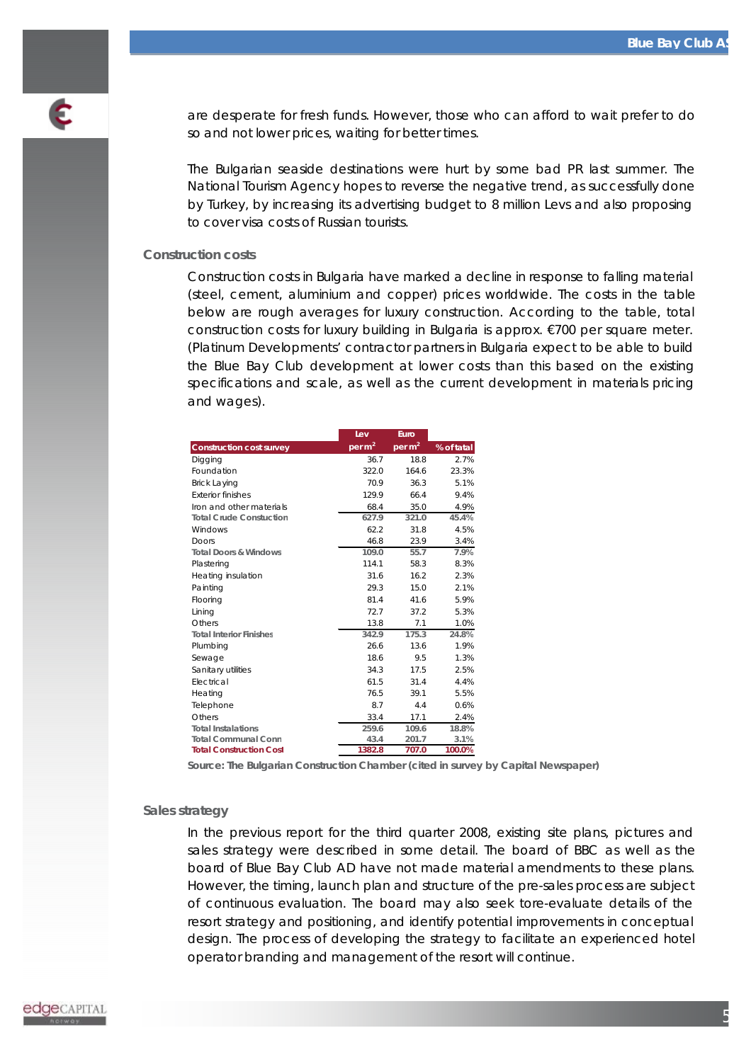are desperate for fresh funds. However, those who can afford to wait prefer to do so and not lower prices, waiting for better times.

The Bulgarian seaside destinations were hurt by some bad PR last summer. The National Tourism Agency hopes to reverse the negative trend, as successfully done by Turkey, by increasing its advertising budget to 8 million Levs and also proposing to cover visa costs of Russian tourists.

### Construction costs

Construction costs in Bulgaria have marked a decline in response to falling material (steel, cement, aluminium and copper) prices worldwide. The costs in the table below are rough averages for luxury construction. According to the table, total construction costs for luxury building in Bulgaria is approx. €700 per square meter. (Platinum Developments' contractor partners in Bulgaria expect to be able to build the Blue Bay Club development at lower costs than this based on the existing specifications and scale, as well as the current development in materials pricing and wages).

| Construction cost survey | Lev per m² | Euro per m² | % of tatal |
|---|---|---|---|
| Digging | 36.7 | 18.8 | 2.7% |
| Foundation | 322.0 | 164.6 | 23.3% |
| Brick Laying | 70.9 | 36.3 | 5.1% |
| Exterior finishes | 129.9 | 66.4 | 9.4% |
| Iron and other materials | 68.4 | 35.0 | 4.9% |
| **Total Crude Constuction** | **627.9** | **321.0** | **45.4%** |
| Windows | 62.2 | 31.8 | 4.5% |
| Doors | 46.8 | 23.9 | 3.4% |
| **Total Doors & Windows** | **109.0** | **55.7** | **7.9%** |
| Plastering | 114.1 | 58.3 | 8.3% |
| Heating insulation | 31.6 | 16.2 | 2.3% |
| Painting | 29.3 | 15.0 | 2.1% |
| Flooring | 81.4 | 41.6 | 5.9% |
| Lining | 72.7 | 37.2 | 5.3% |
| Others | 13.8 | 7.1 | 1.0% |
| **Total Interior Finishes** | **342.9** | **175.3** | **24.8%** |
| Plumbing | 26.6 | 13.6 | 1.9% |
| Sewage | 18.6 | 9.5 | 1.3% |
| Sanitary utilities | 34.3 | 17.5 | 2.5% |
| Electrical | 61.5 | 31.4 | 4.4% |
| Heating | 76.5 | 39.1 | 5.5% |
| Telephone | 8.7 | 4.4 | 0.6% |
| Others | 33.4 | 17.1 | 2.4% |
| **Total Instalations** | **259.6** | **109.6** | **18.8%** |
| **Total Communal Conn** | **43.4** | **201.7** | **3.1%** |
| **Total Construction Cost** | **1382.8** | **707.0** | **100.0%** |

**Source: The Bulgarian Construction Chamber (cited in survey by Capital Newspaper)**

### Sales strategy

In the previous report for the third quarter 2008, existing site plans, pictures and sales strategy were described in some detail. The board of BBC as well as the board of Blue Bay Club AD have not made material amendments to these plans. However, the timing, launch plan and structure of the pre-sales process are subject of continuous evaluation. The board may also seek tore-evaluate details of the resort strategy and positioning, and identify potential improvements in conceptual design. The process of developing the strategy to facilitate an experienced hotel operator branding and management of the resort will continue.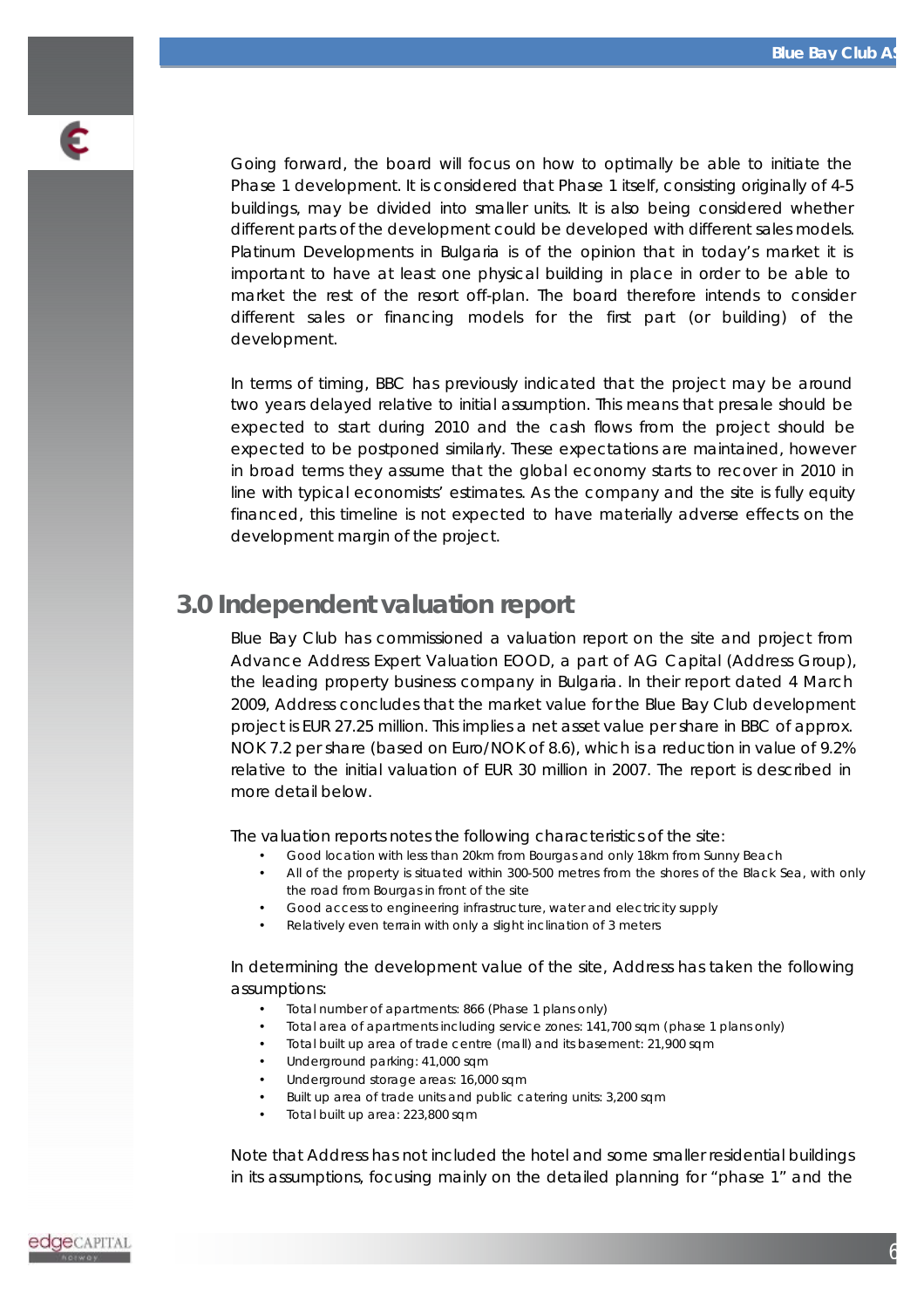Going forward, the board will focus on how to optimally be able to initiate the Phase 1 development. It is considered that Phase 1 itself, consisting originally of 4-5 buildings, may be divided into smaller units. It is also being considered whether different parts of the development could be developed with different sales models. Platinum Developments in Bulgaria is of the opinion that in today's market it is important to have at least one physical building in place in order to be able to market the rest of the resort off-plan. The board therefore intends to consider different sales or financing models for the first part (or building) of the development.

In terms of timing, BBC has previously indicated that the project may be around two years delayed relative to initial assumption. This means that presale should be expected to start during 2010 and the cash flows from the project should be expected to be postponed similarly. These expectations are maintained, however in broad terms they assume that the global economy starts to recover in 2010 in line with typical economists' estimates. As the company and the site is fully equity financed, this timeline is not expected to have materially adverse effects on the development margin of the project.

## 3.0 Independent valuation report

Blue Bay Club has commissioned a valuation report on the site and project from Advance Address Expert Valuation EOOD, a part of AG Capital (Address Group), the leading property business company in Bulgaria. In their report dated 4 March 2009, Address concludes that the market value for the Blue Bay Club development project is EUR 27.25 million. This implies a net asset value per share in BBC of approx. NOK 7.2 per share (based on Euro/NOK of 8.6), which is a reduction in value of 9.2% relative to the initial valuation of EUR 30 million in 2007. The report is described in more detail below.

The valuation reports notes the following characteristics of the site:

- Good location with less than 20km from Bourgas and only 18km from Sunny Beach
- All of the property is situated within 300-500 metres from the shores of the Black Sea, with only the road from Bourgas in front of the site
- Good access to engineering infrastructure, water and electricity supply
- Relatively even terrain with only a slight inclination of 3 meters

In determining the development value of the site, Address has taken the following assumptions:

- Total number of apartments: 866 (Phase 1 plans only)
- Total area of apartments including service zones: 141,700 sqm (phase 1 plans only)
- Total built up area of trade centre (mall) and its basement: 21,900 sqm
- Underground parking: 41,000 sqm
- Underground storage areas: 16,000 sqm
- Built up area of trade units and public catering units: 3,200 sqm
- Total built up area: 223,800 sqm

Note that Address has not included the hotel and some smaller residential buildings in its assumptions, focusing mainly on the detailed planning for "phase 1" and the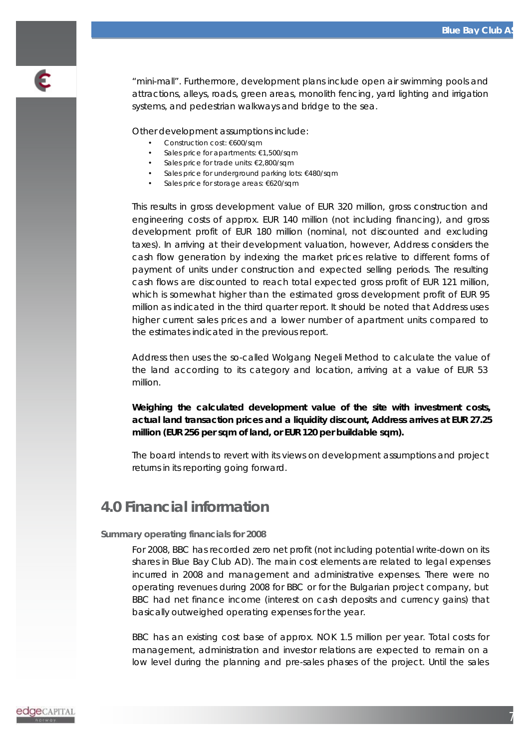"mini-mall". Furthermore, development plans include open air swimming pools and attractions, alleys, roads, green areas, monolith fencing, yard lighting and irrigation systems, and pedestrian walkways and bridge to the sea.

Other development assumptions include:

- Construction cost: €600/sqm
- Sales price for apartments: €1,500/sqm
- Sales price for trade units: €2,800/sqm
- Sales price for underground parking lots: €480/sqm
- Sales price for storage areas: €620/sqm

This results in gross development value of EUR 320 million, gross construction and engineering costs of approx. EUR 140 million (not including financing), and gross development profit of EUR 180 million (nominal, not discounted and excluding taxes). In arriving at their development valuation, however, Address considers the cash flow generation by indexing the market prices relative to different forms of payment of units under construction and expected selling periods. The resulting cash flows are discounted to reach total expected gross profit of EUR 121 million, which is somewhat higher than the estimated gross development profit of EUR 95 million as indicated in the third quarter report. It should be noted that Address uses higher current sales prices and a lower number of apartment units compared to the estimates indicated in the previous report.

Address then uses the so-called Wolgang Negeli Method to calculate the value of the land according to its category and location, arriving at a value of EUR 53 million.

**Weighing the calculated development value of the site with investment costs, actual land transaction prices and a liquidity discount, Address arrives at EUR 27.25 million (EUR 256 per sqm of land, or EUR 120 per buildable sqm).**

The board intends to revert with its views on development assumptions and project returns in its reporting going forward.

## 4.0 Financial information

### Summary operating financials for 2008

For 2008, BBC has recorded zero net profit (not including potential write-down on its shares in Blue Bay Club AD). The main cost elements are related to legal expenses incurred in 2008 and management and administrative expenses. There were no operating revenues during 2008 for BBC or for the Bulgarian project company, but BBC had net finance income (interest on cash deposits and currency gains) that basically outweighed operating expenses for the year.

BBC has an existing cost base of approx. NOK 1.5 million per year. Total costs for management, administration and investor relations are expected to remain on a low level during the planning and pre-sales phases of the project. Until the sales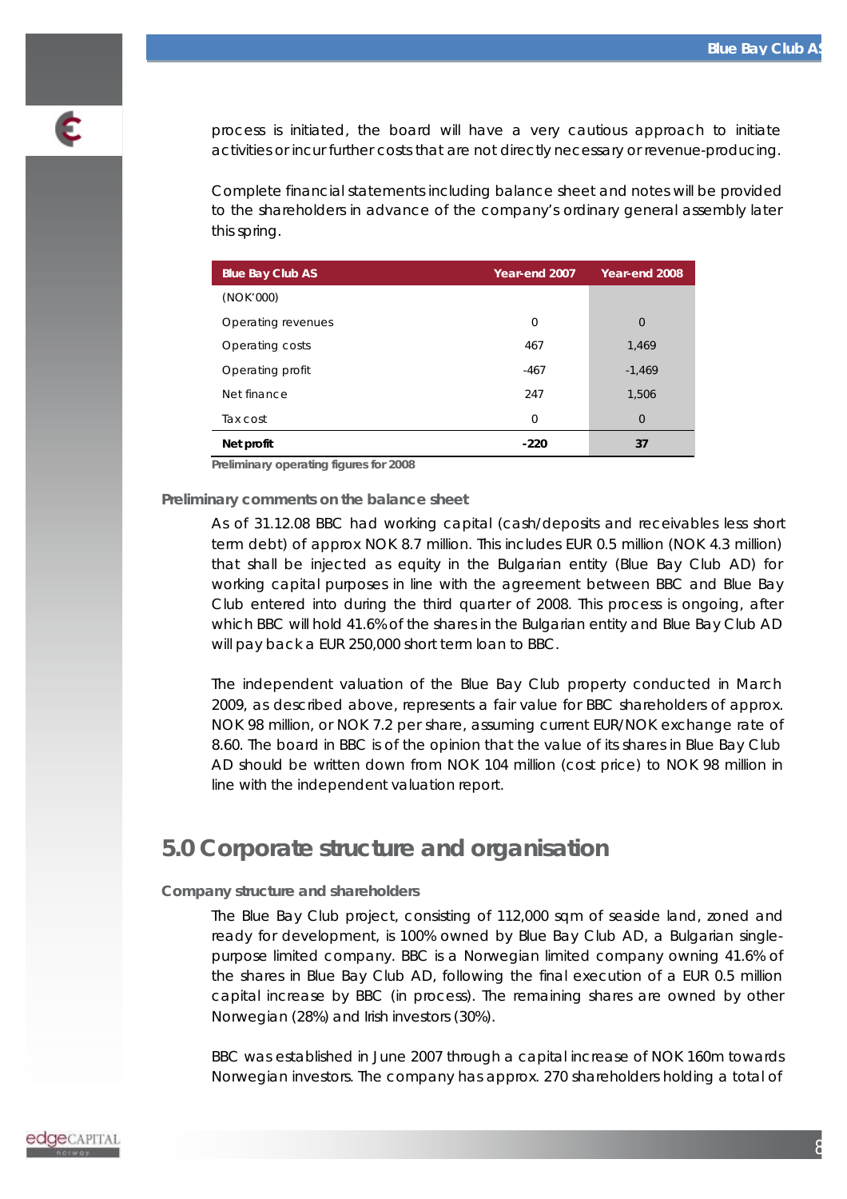process is initiated, the board will have a very cautious approach to initiate activities or incur further costs that are not directly necessary or revenue-producing.

Complete financial statements including balance sheet and notes will be provided to the shareholders in advance of the company's ordinary general assembly later this spring.

| Blue Bay Club AS | Year-end 2007 | Year-end 2008 |
|---|---|---|
| (NOK'000) | | |
| Operating revenues | 0 | 0 |
| Operating costs | 467 | 1,469 |
| Operating profit | -467 | -1,469 |
| Net finance | 247 | 1,506 |
| Tax cost | 0 | 0 |
| **Net profit** | **-220** | **37** |

**Preliminary operating figures for 2008**

### Preliminary comments on the balance sheet

As of 31.12.08 BBC had working capital (cash/deposits and receivables less short term debt) of approx NOK 8.7 million. This includes EUR 0.5 million (NOK 4.3 million) that shall be injected as equity in the Bulgarian entity (Blue Bay Club AD) for working capital purposes in line with the agreement between BBC and Blue Bay Club entered into during the third quarter of 2008. This process is ongoing, after which BBC will hold 41.6% of the shares in the Bulgarian entity and Blue Bay Club AD will pay back a EUR 250,000 short term loan to BBC.

The independent valuation of the Blue Bay Club property conducted in March 2009, as described above, represents a fair value for BBC shareholders of approx. NOK 98 million, or NOK 7.2 per share, assuming current EUR/NOK exchange rate of 8.60. The board in BBC is of the opinion that the value of its shares in Blue Bay Club AD should be written down from NOK 104 million (cost price) to NOK 98 million in line with the independent valuation report.

## 5.0 Corporate structure and organisation

### Company structure and shareholders

The Blue Bay Club project, consisting of 112,000 sqm of seaside land, zoned and ready for development, is 100% owned by Blue Bay Club AD, a Bulgarian single-purpose limited company. BBC is a Norwegian limited company owning 41.6% of the shares in Blue Bay Club AD, following the final execution of a EUR 0.5 million capital increase by BBC (in process). The remaining shares are owned by other Norwegian (28%) and Irish investors (30%).

BBC was established in June 2007 through a capital increase of NOK 160m towards Norwegian investors. The company has approx. 270 shareholders holding a total of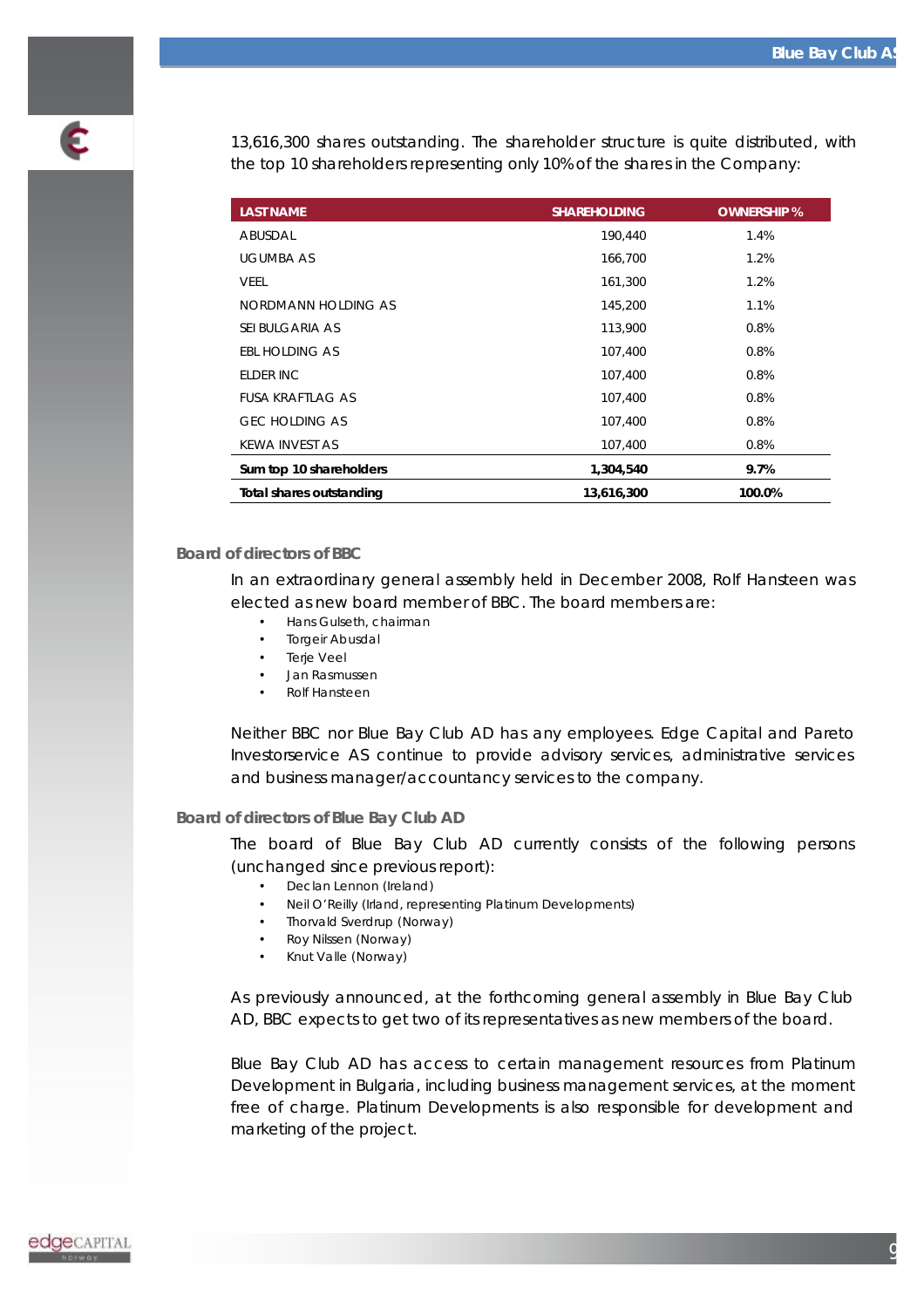13,616,300 shares outstanding. The shareholder structure is quite distributed, with the top 10 shareholders representing only 10% of the shares in the Company:

| LAST NAME | SHAREHOLDING | OWNERSHIP % |
|---|---|---|
| ABUSDAL | 190,440 | 1.4% |
| UGUMBA AS | 166,700 | 1.2% |
| VEEL | 161,300 | 1.2% |
| NORDMANN HOLDING AS | 145,200 | 1.1% |
| SEI BULGARIA AS | 113,900 | 0.8% |
| EBL HOLDING AS | 107,400 | 0.8% |
| ELDER INC | 107,400 | 0.8% |
| FUSA KRAFTLAG AS | 107,400 | 0.8% |
| GEC HOLDING AS | 107,400 | 0.8% |
| KEWA INVEST AS | 107,400 | 0.8% |
| **Sum top 10 shareholders** | **1,304,540** | **9.7%** |
| **Total shares outstanding** | **13,616,300** | **100.0%** |

### Board of directors of BBC

In an extraordinary general assembly held in December 2008, Rolf Hansteen was elected as new board member of BBC. The board members are:

- Hans Gulseth, chairman
- Torgeir Abusdal
- Terje Veel
- Jan Rasmussen
- Rolf Hansteen

Neither BBC nor Blue Bay Club AD has any employees. Edge Capital and Pareto Investorservice AS continue to provide advisory services, administrative services and business manager/accountancy services to the company.

### Board of directors of Blue Bay Club AD

The board of Blue Bay Club AD currently consists of the following persons (unchanged since previous report):

- Declan Lennon (Ireland)
- Neil O'Reilly (Irland, representing Platinum Developments)
- Thorvald Sverdrup (Norway)
- Roy Nilssen (Norway)
- Knut Valle (Norway)

As previously announced, at the forthcoming general assembly in Blue Bay Club AD, BBC expects to get two of its representatives as new members of the board.

Blue Bay Club AD has access to certain management resources from Platinum Development in Bulgaria, including business management services, at the moment free of charge. Platinum Developments is also responsible for development and marketing of the project.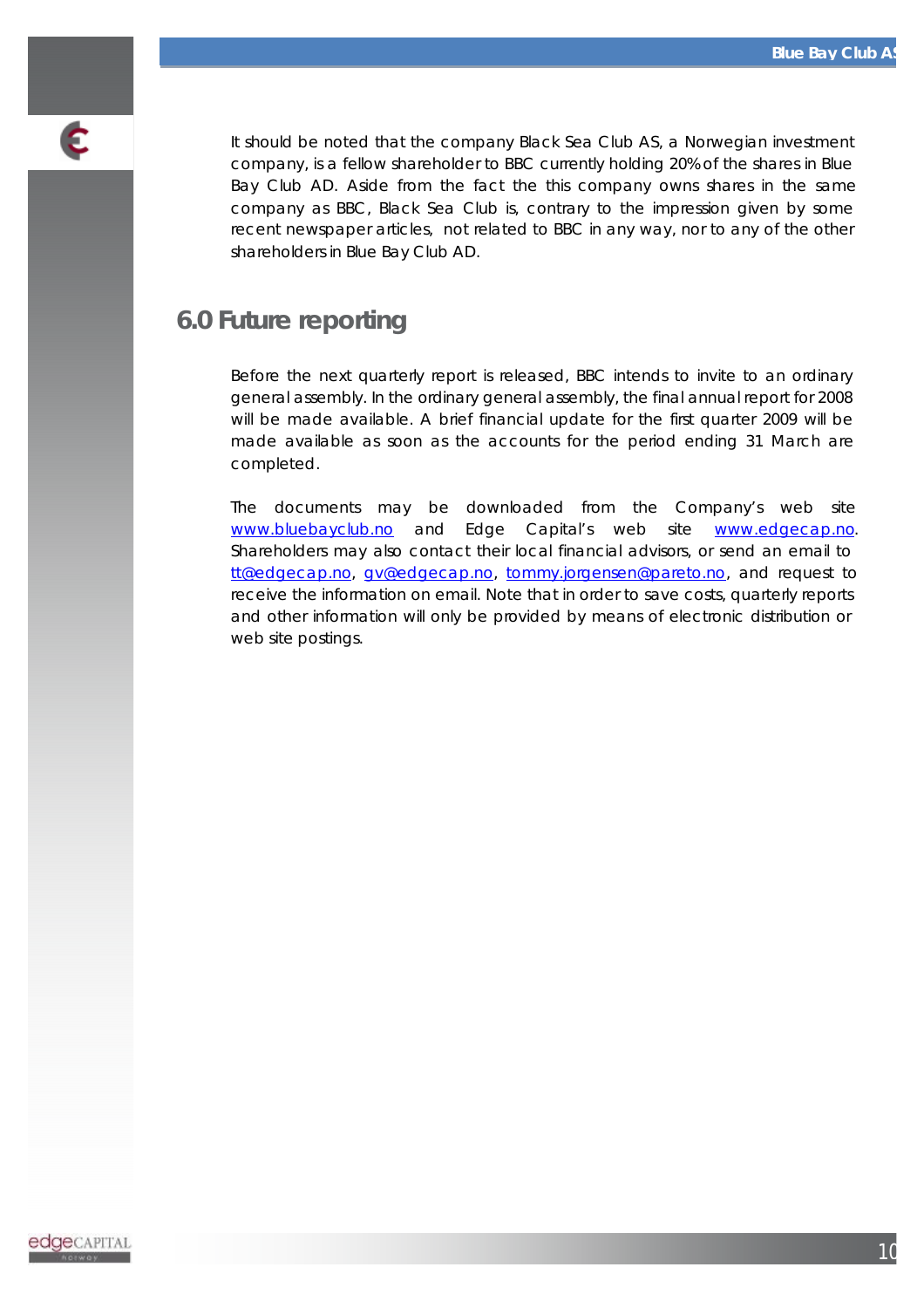It should be noted that the company Black Sea Club AS, a Norwegian investment company, is a fellow shareholder to BBC currently holding 20% of the shares in Blue Bay Club AD. Aside from the fact the this company owns shares in the same company as BBC, Black Sea Club is, contrary to the impression given by some recent newspaper articles, not related to BBC in any way, nor to any of the other shareholders in Blue Bay Club AD.

## 6.0 Future reporting

Before the next quarterly report is released, BBC intends to invite to an ordinary general assembly. In the ordinary general assembly, the final annual report for 2008 will be made available. A brief financial update for the first quarter 2009 will be made available as soon as the accounts for the period ending 31 March are completed.

The documents may be downloaded from the Company's web site www.bluebayclub.no and Edge Capital's web site www.edgecap.no. Shareholders may also contact their local financial advisors, or send an email to tt@edgecap.no, gv@edgecap.no, tommy.jorgensen@pareto.no, and request to receive the information on email. Note that in order to save costs, quarterly reports and other information will only be provided by means of electronic distribution or web site postings.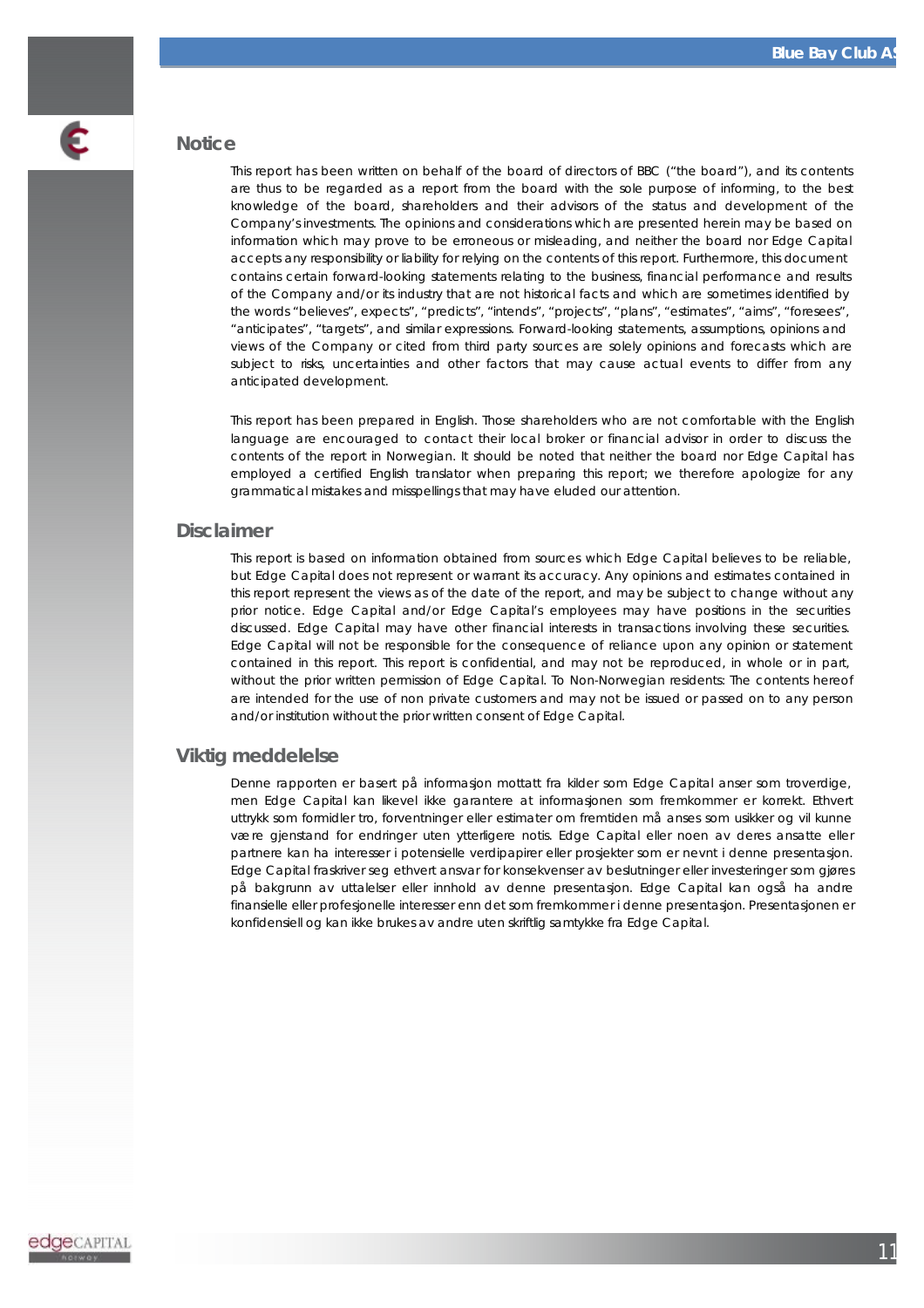## Notice

This report has been written on behalf of the board of directors of BBC ("the board"), and its contents are thus to be regarded as a report from the board with the sole purpose of informing, to the best knowledge of the board, shareholders and their advisors of the status and development of the Company's investments. The opinions and considerations which are presented herein may be based on information which may prove to be erroneous or misleading, and neither the board nor Edge Capital accepts any responsibility or liability for relying on the contents of this report. Furthermore, this document contains certain forward-looking statements relating to the business, financial performance and results of the Company and/or its industry that are not historical facts and which are sometimes identified by the words "believes", expects", "predicts", "intends", "projects", "plans", "estimates", "aims", "foresees", "anticipates", "targets", and similar expressions. Forward-looking statements, assumptions, opinions and views of the Company or cited from third party sources are solely opinions and forecasts which are subject to risks, uncertainties and other factors that may cause actual events to differ from any anticipated development.

This report has been prepared in English. Those shareholders who are not comfortable with the English language are encouraged to contact their local broker or financial advisor in order to discuss the contents of the report in Norwegian. It should be noted that neither the board nor Edge Capital has employed a certified English translator when preparing this report; we therefore apologize for any grammatical mistakes and misspellings that may have eluded our attention.

## Disclaimer

This report is based on information obtained from sources which Edge Capital believes to be reliable, but Edge Capital does not represent or warrant its accuracy. Any opinions and estimates contained in this report represent the views as of the date of the report, and may be subject to change without any prior notice. Edge Capital and/or Edge Capital's employees may have positions in the securities discussed. Edge Capital may have other financial interests in transactions involving these securities. Edge Capital will not be responsible for the consequence of reliance upon any opinion or statement contained in this report. This report is confidential, and may not be reproduced, in whole or in part, without the prior written permission of Edge Capital. To Non-Norwegian residents: The contents hereof are intended for the use of non private customers and may not be issued or passed on to any person and/or institution without the prior written consent of Edge Capital.

## Viktig meddelelse

Denne rapporten er basert på informasjon mottatt fra kilder som Edge Capital anser som troverdige, men Edge Capital kan likevel ikke garantere at informasjonen som fremkommer er korrekt. Ethvert uttrykk som formidler tro, forventninger eller estimater om fremtiden må anses som usikker og vil kunne være gjenstand for endringer uten ytterligere notis. Edge Capital eller noen av deres ansatte eller partnere kan ha interesser i potensielle verdipapirer eller prosjekter som er nevnt i denne presentasjon. Edge Capital fraskriver seg ethvert ansvar for konsekvenser av beslutninger eller investeringer som gjøres på bakgrunn av uttalelser eller innhold av denne presentasjon. Edge Capital kan også ha andre finansielle eller profesjonelle interesser enn det som fremkommer i denne presentasjon. Presentasjonen er konfidensiell og kan ikke brukes av andre uten skriftlig samtykke fra Edge Capital.